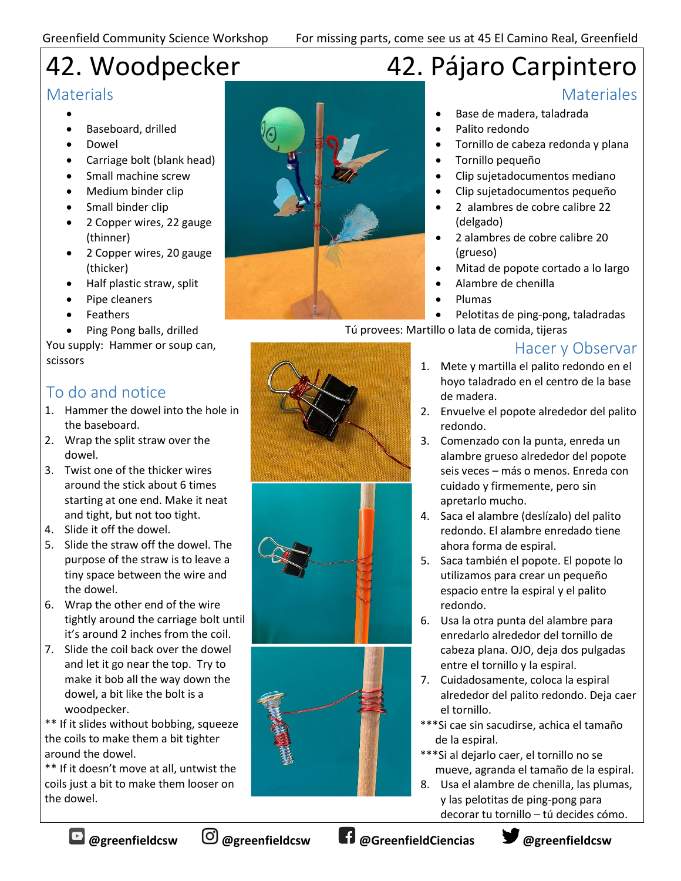Greenfield Community Science Workshop — For missing parts, come see us at 45 El Camino Real, Greenfield

# 42. Woodpecker

## Materials

- 
- Baseboard, drilled
- Dowel
- Carriage bolt (blank head)
- Small machine screw
- Medium binder clip
- Small binder clip
- 2 Copper wires, 22 gauge (thinner)
- 2 Copper wires, 20 gauge (thicker)
- Half plastic straw, split
- Pipe cleaners
- Feathers
- Ping Pong balls, drilled

You supply: Hammer or soup can, scissors

## To do and notice

1. Hammer the dowel into the hole in the baseboard.
2. Wrap the split straw over the dowel.
3. Twist one of the thicker wires around the stick about 6 times starting at one end. Make it neat and tight, but not too tight.
4. Slide it off the dowel.
5. Slide the straw off the dowel. The purpose of the straw is to leave a tiny space between the wire and the dowel.
6. Wrap the other end of the wire tightly around the carriage bolt until it's around 2 inches from the coil.
7. Slide the coil back over the dowel and let it go near the top. Try to make it bob all the way down the dowel, a bit like the bolt is a woodpecker.

** If it slides without bobbing, squeeze the coils to make them a bit tighter around the dowel.

** If it doesn't move at all, untwist the coils just a bit to make them looser on the dowel.

# 42. Pájaro Carpintero

## Materiales

- Base de madera, taladrada
- Palito redondo
- Tornillo de cabeza redonda y plana
- Tornillo pequeño
- Clip sujetadocumentos mediano
- Clip sujetadocumentos pequeño
- 2 alambres de cobre calibre 22 (delgado)
- 2 alambres de cobre calibre 20 (grueso)
- Mitad de popote cortado a lo largo
- Alambre de chenilla
- Plumas
- Pelotitas de ping-pong, taladradas

Tú provees: Martillo o lata de comida, tijeras

## Hacer y Observar

1. Mete y martilla el palito redondo en el hoyo taladrado en el centro de la base de madera.
2. Envuelve el popote alrededor del palito redondo.
3. Comenzado con la punta, enreda un alambre grueso alrededor del popote seis veces – más o menos. Enreda con cuidado y firmemente, pero sin apretarlo mucho.
4. Saca el alambre (deslízalo) del palito redondo. El alambre enredado tiene ahora forma de espiral.
5. Saca también el popote. El popote lo utilizamos para crear un pequeño espacio entre la espiral y el palito redondo.
6. Usa la otra punta del alambre para enredarlo alrededor del tornillo de cabeza plana. OJO, deja dos pulgadas entre el tornillo y la espiral.
7. Cuidadosamente, coloca la espiral alrededor del palito redondo. Deja caer el tornillo.

***Si cae sin sacudirse, achica el tamaño de la espiral.

***Si al dejarlo caer, el tornillo no se mueve, agranda el tamaño de la espiral.

8. Usa el alambre de chenilla, las plumas, y las pelotitas de ping-pong para decorar tu tornillo – tú decides cómo.

@greenfieldcsw @greenfieldcsw @GreenfieldCiencias @greenfieldcsw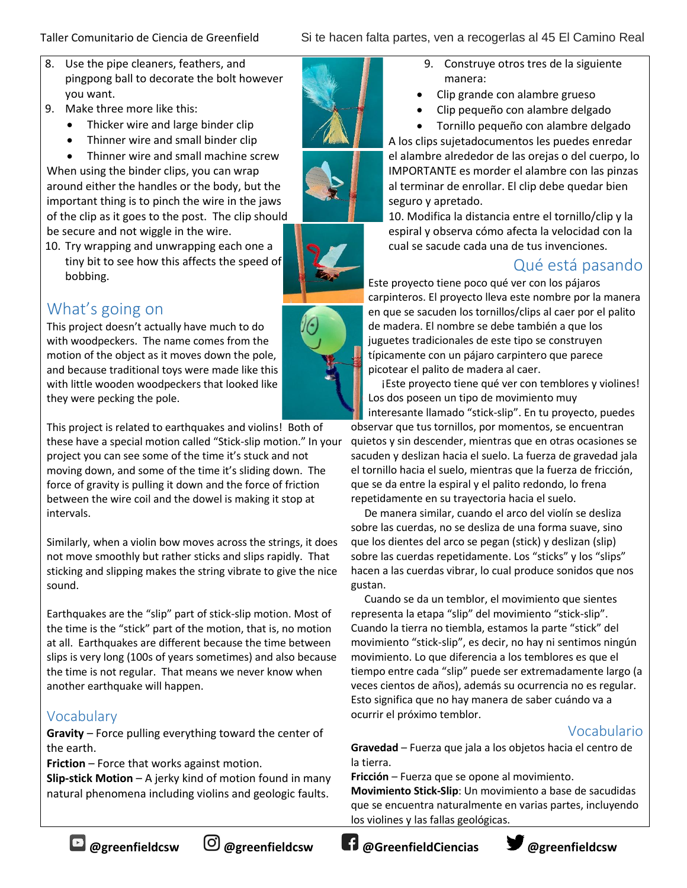8. Use the pipe cleaners, feathers, and pingpong ball to decorate the bolt however you want.
9. Make three more like this:
   - Thicker wire and large binder clip
   - Thinner wire and small binder clip
   - Thinner wire and small machine screw

When using the binder clips, you can wrap around either the handles or the body, but the important thing is to pinch the wire in the jaws of the clip as it goes to the post. The clip should be secure and not wiggle in the wire.

10. Try wrapping and unwrapping each one a tiny bit to see how this affects the speed of bobbing.

## What's going on

This project doesn't actually have much to do with woodpeckers. The name comes from the motion of the object as it moves down the pole, and because traditional toys were made like this with little wooden woodpeckers that looked like they were pecking the pole.

This project is related to earthquakes and violins! Both of these have a special motion called "Stick-slip motion." In your project you can see some of the time it's stuck and not moving down, and some of the time it's sliding down. The force of gravity is pulling it down and the force of friction between the wire coil and the dowel is making it stop at intervals.

Similarly, when a violin bow moves across the strings, it does not move smoothly but rather sticks and slips rapidly. That sticking and slipping makes the string vibrate to give the nice sound.

Earthquakes are the "slip" part of stick-slip motion. Most of the time is the "stick" part of the motion, that is, no motion at all. Earthquakes are different because the time between slips is very long (100s of years sometimes) and also because the time is not regular. That means we never know when another earthquake will happen.

## Vocabulary

**Gravity** – Force pulling everything toward the center of the earth.

**Friction** – Force that works against motion.

**Slip-stick Motion** – A jerky kind of motion found in many natural phenomena including violins and geologic faults.

9. Construye otros tres de la siguiente manera:
   - Clip grande con alambre grueso
   - Clip pequeño con alambre delgado
   - Tornillo pequeño con alambre delgado

A los clips sujetadocumentos les puedes enredar el alambre alrededor de las orejas o del cuerpo, lo IMPORTANTE es morder el alambre con las pinzas al terminar de enrollar. El clip debe quedar bien seguro y apretado.

10. Modifica la distancia entre el tornillo/clip y la espiral y observa cómo afecta la velocidad con la cual se sacude cada una de tus invenciones.

## Qué está pasando

Este proyecto tiene poco qué ver con los pájaros carpinteros. El proyecto lleva este nombre por la manera en que se sacuden los tornillos/clips al caer por el palito de madera. El nombre se debe también a que los juguetes tradicionales de este tipo se construyen típicamente con un pájaro carpintero que parece picotear el palito de madera al caer.

¡Este proyecto tiene qué ver con temblores y violines! Los dos poseen un tipo de movimiento muy interesante llamado "stick-slip". En tu proyecto, puedes observar que tus tornillos, por momentos, se encuentran quietos y sin descender, mientras que en otras ocasiones se sacuden y deslizan hacia el suelo. La fuerza de gravedad jala el tornillo hacia el suelo, mientras que la fuerza de fricción, que se da entre la espiral y el palito redondo, lo frena repetidamente en su trayectoria hacia el suelo.

De manera similar, cuando el arco del violín se desliza sobre las cuerdas, no se desliza de una forma suave, sino que los dientes del arco se pegan (stick) y deslizan (slip) sobre las cuerdas repetidamente. Los "sticks" y los "slips" hacen a las cuerdas vibrar, lo cual produce sonidos que nos gustan.

Cuando se da un temblor, el movimiento que sientes representa la etapa "slip" del movimiento "stick-slip". Cuando la tierra no tiembla, estamos la parte "stick" del movimiento "stick-slip", es decir, no hay ni sentimos ningún movimiento. Lo que diferencia a los temblores es que el tiempo entre cada "slip" puede ser extremadamente largo (a veces cientos de años), además su ocurrencia no es regular. Esto significa que no hay manera de saber cuándo va a ocurrir el próximo temblor.

## Vocabulario

**Gravedad** – Fuerza que jala a los objetos hacia el centro de la tierra.

**Fricción** – Fuerza que se opone al movimiento.

**Movimiento Stick-Slip**: Un movimiento a base de sacudidas que se encuentra naturalmente en varias partes, incluyendo los violines y las fallas geológicas.